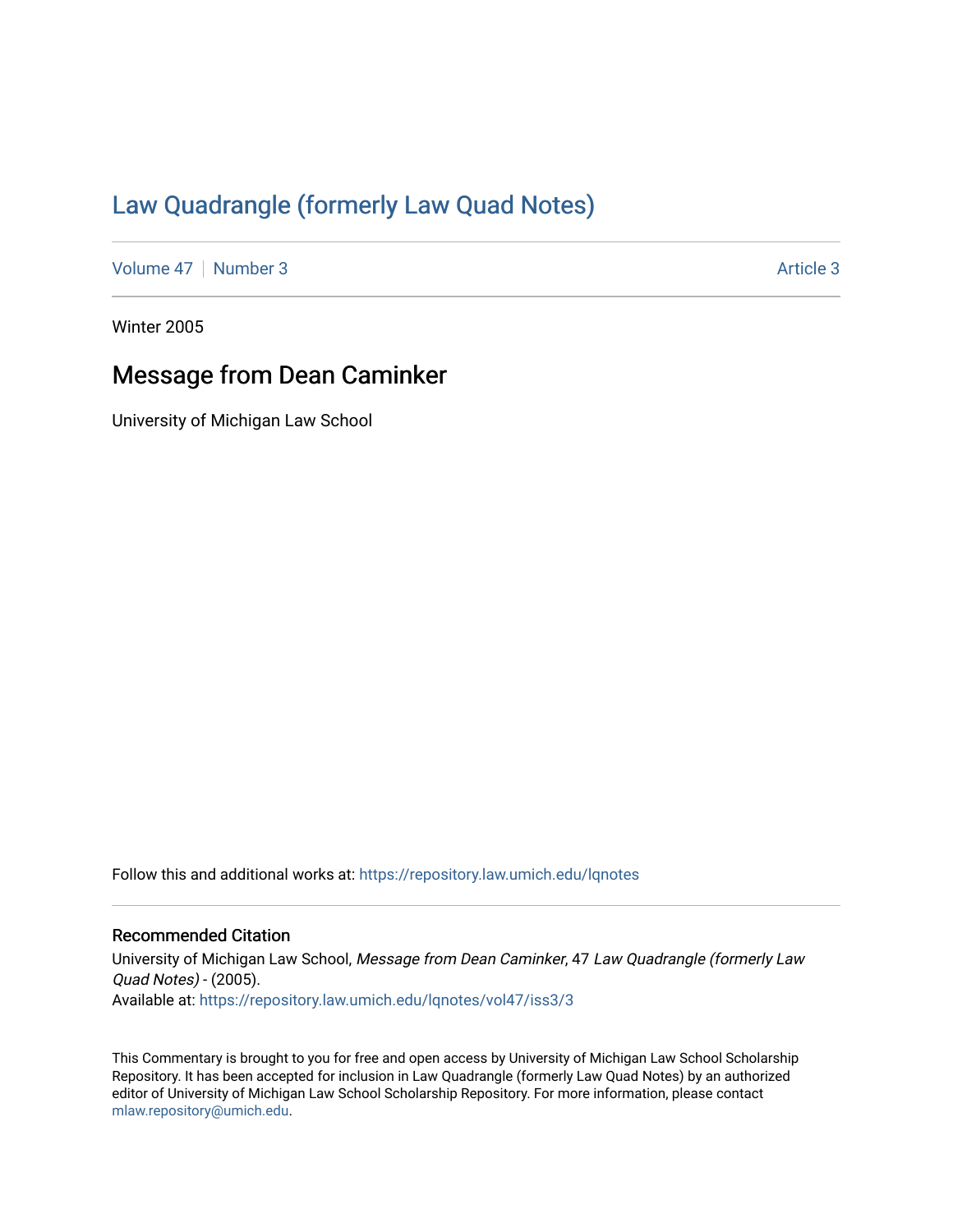# Law Quadrangle (formerly Law Quad Notes)

Volume 47 | Number 3 | Article 3

---

Winter 2005

## Message from Dean Caminker

University of Michigan Law School

Follow this and additional works at: https://repository.law.umich.edu/lqnotes

---

### Recommended Citation

University of Michigan Law School, *Message from Dean Caminker*, 47 *Law Quadrangle (formerly Law Quad Notes)* - (2005).
Available at: https://repository.law.umich.edu/lqnotes/vol47/iss3/3

This Commentary is brought to you for free and open access by University of Michigan Law School Scholarship Repository. It has been accepted for inclusion in Law Quadrangle (formerly Law Quad Notes) by an authorized editor of University of Michigan Law School Scholarship Repository. For more information, please contact mlaw.repository@umich.edu.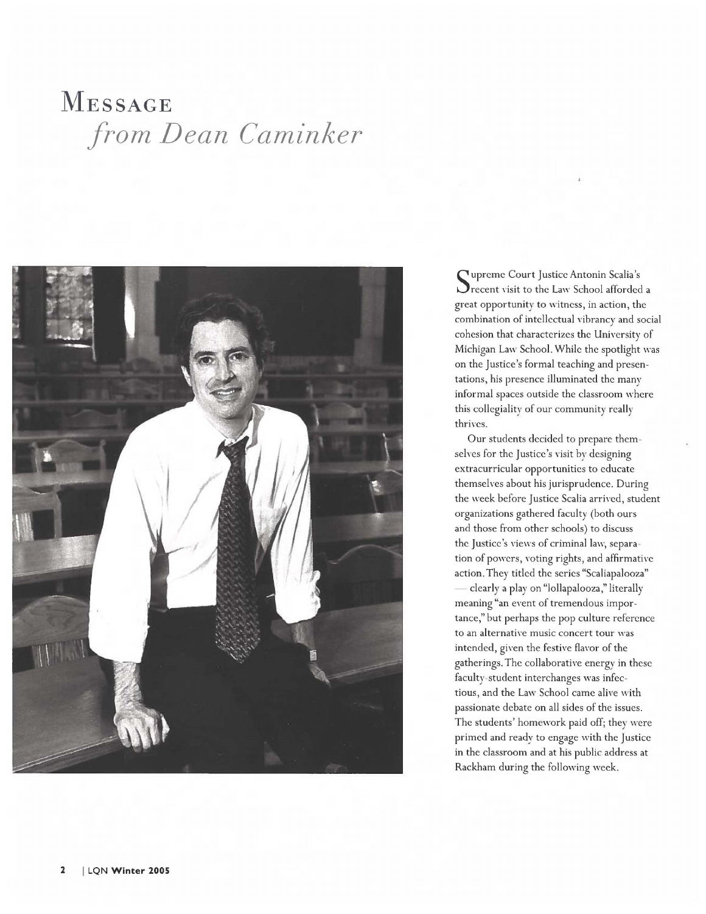# Message
## *from Dean Caminker*

Supreme Court Justice Antonin Scalia's recent visit to the Law School afforded a great opportunity to witness, in action, the combination of intellectual vibrancy and social cohesion that characterizes the University of Michigan Law School. While the spotlight was on the Justice's formal teaching and presentations, his presence illuminated the many informal spaces outside the classroom where this collegiality of our community really thrives.

Our students decided to prepare themselves for the Justice's visit by designing extracurricular opportunities to educate themselves about his jurisprudence. During the week before Justice Scalia arrived, student organizations gathered faculty (both ours and those from other schools) to discuss the Justice's views of criminal law, separation of powers, voting rights, and affirmative action. They titled the series "Scaliapalooza" — clearly a play on "lollapalooza," literally meaning "an event of tremendous importance," but perhaps the pop culture reference to an alternative music concert tour was intended, given the festive flavor of the gatherings. The collaborative energy in these faculty-student interchanges was infectious, and the Law School came alive with passionate debate on all sides of the issues. The students' homework paid off; they were primed and ready to engage with the Justice in the classroom and at his public address at Rackham during the following week.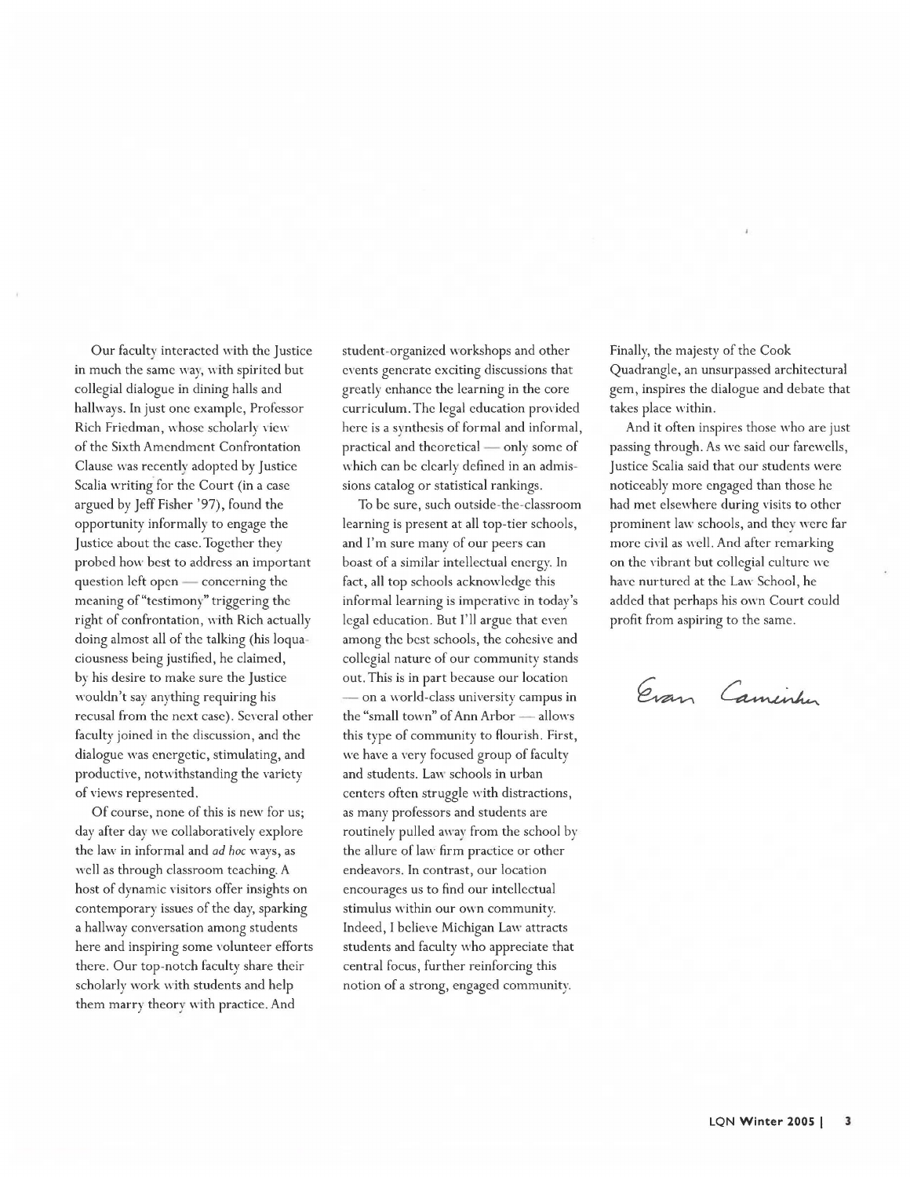Our faculty interacted with the Justice in much the same way, with spirited but collegial dialogue in dining halls and hallways. In just one example, Professor Rich Friedman, whose scholarly view of the Sixth Amendment Confrontation Clause was recently adopted by Justice Scalia writing for the Court (in a case argued by Jeff Fisher '97), found the opportunity informally to engage the Justice about the case. Together they probed how best to address an important question left open — concerning the meaning of "testimony" triggering the right of confrontation, with Rich actually doing almost all of the talking (his loquaciousness being justified, he claimed, by his desire to make sure the Justice wouldn't say anything requiring his recusal from the next case). Several other faculty joined in the discussion, and the dialogue was energetic, stimulating, and productive, notwithstanding the variety of views represented.

Of course, none of this is new for us; day after day we collaboratively explore the law in informal and *ad hoc* ways, as well as through classroom teaching. A host of dynamic visitors offer insights on contemporary issues of the day, sparking a hallway conversation among students here and inspiring some volunteer efforts there. Our top-notch faculty share their scholarly work with students and help them marry theory with practice. And student-organized workshops and other events generate exciting discussions that greatly enhance the learning in the core curriculum. The legal education provided here is a synthesis of formal and informal, practical and theoretical — only some of which can be clearly defined in an admissions catalog or statistical rankings.

To be sure, such outside-the-classroom learning is present at all top-tier schools, and I'm sure many of our peers can boast of a similar intellectual energy. In fact, all top schools acknowledge this informal learning is imperative in today's legal education. But I'll argue that even among the best schools, the cohesive and collegial nature of our community stands out. This is in part because our location — on a world-class university campus in the "small town" of Ann Arbor — allows this type of community to flourish. First, we have a very focused group of faculty and students. Law schools in urban centers often struggle with distractions, as many professors and students are routinely pulled away from the school by the allure of law firm practice or other endeavors. In contrast, our location encourages us to find our intellectual stimulus within our own community. Indeed, I believe Michigan Law attracts students and faculty who appreciate that central focus, further reinforcing this notion of a strong, engaged community. Finally, the majesty of the Cook Quadrangle, an unsurpassed architectural gem, inspires the dialogue and debate that takes place within.

And it often inspires those who are just passing through. As we said our farewells, Justice Scalia said that our students were noticeably more engaged than those he had met elsewhere during visits to other prominent law schools, and they were far more civil as well. And after remarking on the vibrant but collegial culture we have nurtured at the Law School, he added that perhaps his own Court could profit from aspiring to the same.

Evan Caminker